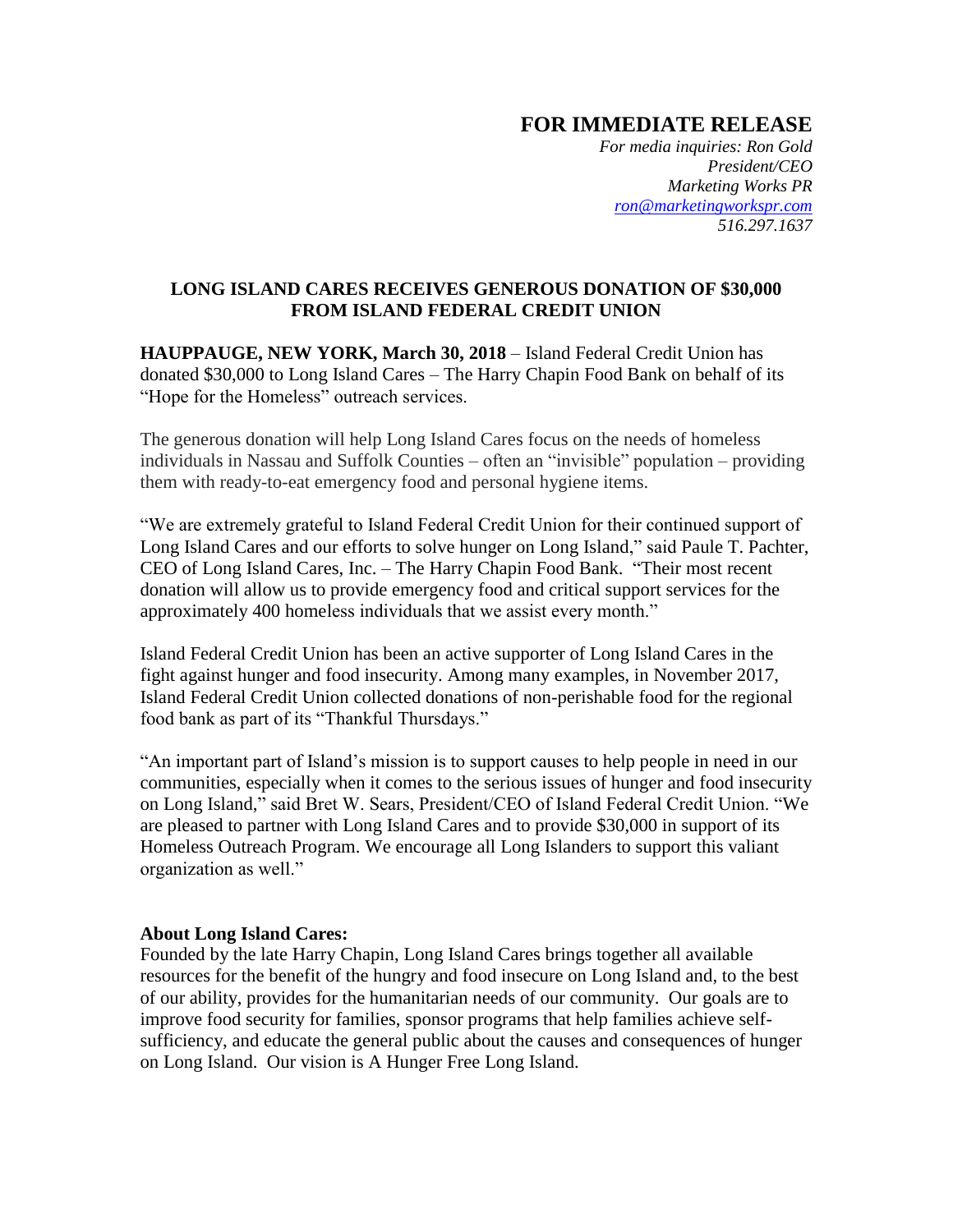# FOR IMMEDIATE RELEASE

*For media inquiries: Ron Gold*
*President/CEO*
*Marketing Works PR*
*ron@marketingworkspr.com*
*516.297.1637*

## LONG ISLAND CARES RECEIVES GENEROUS DONATION OF $30,000 FROM ISLAND FEDERAL CREDIT UNION

**HAUPPAUGE, NEW YORK, March 30, 2018** – Island Federal Credit Union has donated $30,000 to Long Island Cares – The Harry Chapin Food Bank on behalf of its "Hope for the Homeless" outreach services.

The generous donation will help Long Island Cares focus on the needs of homeless individuals in Nassau and Suffolk Counties – often an "invisible" population – providing them with ready-to-eat emergency food and personal hygiene items.

"We are extremely grateful to Island Federal Credit Union for their continued support of Long Island Cares and our efforts to solve hunger on Long Island," said Paule T. Pachter, CEO of Long Island Cares, Inc. – The Harry Chapin Food Bank. "Their most recent donation will allow us to provide emergency food and critical support services for the approximately 400 homeless individuals that we assist every month."

Island Federal Credit Union has been an active supporter of Long Island Cares in the fight against hunger and food insecurity. Among many examples, in November 2017, Island Federal Credit Union collected donations of non-perishable food for the regional food bank as part of its "Thankful Thursdays."

"An important part of Island's mission is to support causes to help people in need in our communities, especially when it comes to the serious issues of hunger and food insecurity on Long Island," said Bret W. Sears, President/CEO of Island Federal Credit Union. "We are pleased to partner with Long Island Cares and to provide $30,000 in support of its Homeless Outreach Program. We encourage all Long Islanders to support this valiant organization as well."

**About Long Island Cares:**
Founded by the late Harry Chapin, Long Island Cares brings together all available resources for the benefit of the hungry and food insecure on Long Island and, to the best of our ability, provides for the humanitarian needs of our community. Our goals are to improve food security for families, sponsor programs that help families achieve self-sufficiency, and educate the general public about the causes and consequences of hunger on Long Island. Our vision is A Hunger Free Long Island.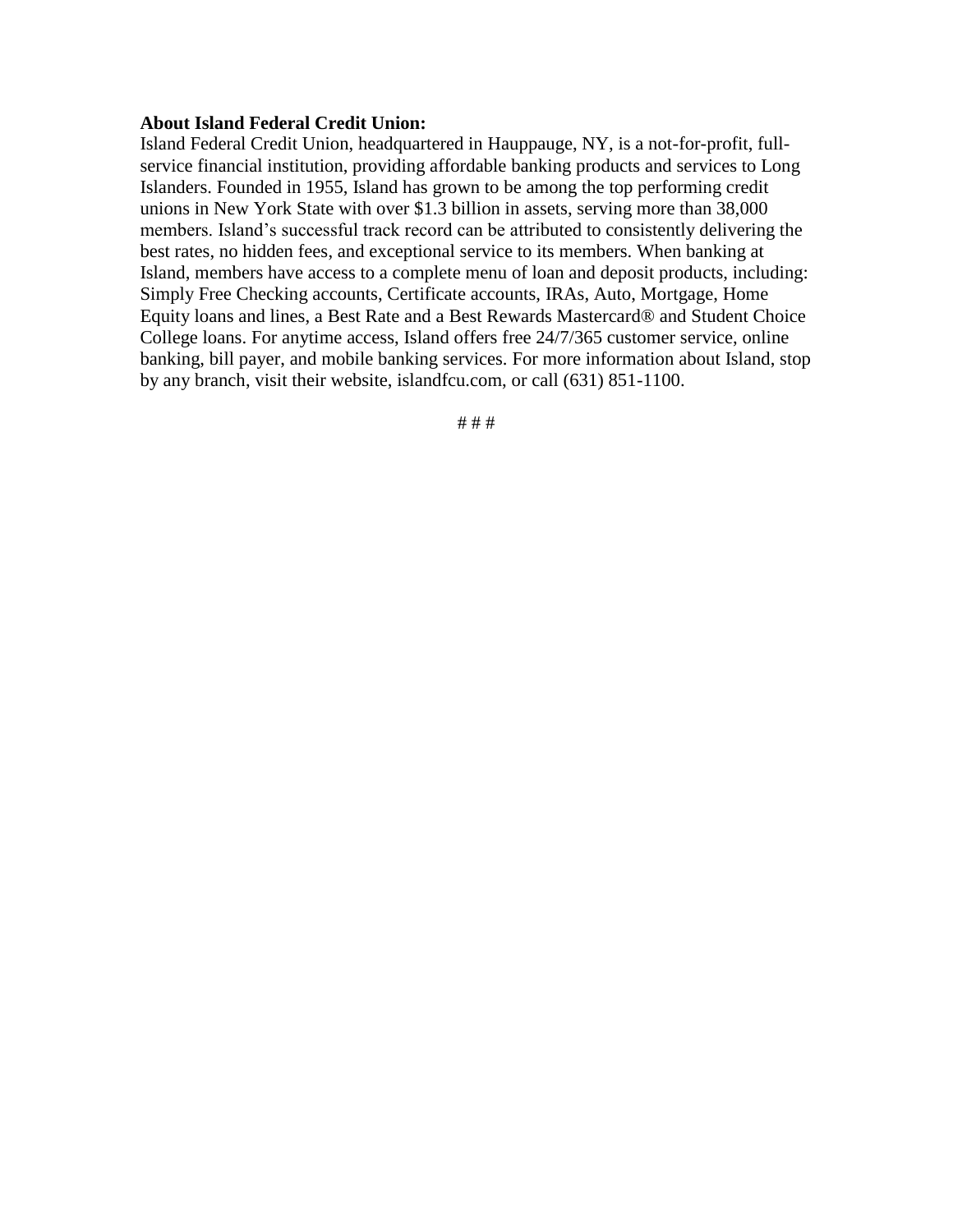**About Island Federal Credit Union:**

Island Federal Credit Union, headquartered in Hauppauge, NY, is a not-for-profit, full-service financial institution, providing affordable banking products and services to Long Islanders. Founded in 1955, Island has grown to be among the top performing credit unions in New York State with over $1.3 billion in assets, serving more than 38,000 members. Island's successful track record can be attributed to consistently delivering the best rates, no hidden fees, and exceptional service to its members. When banking at Island, members have access to a complete menu of loan and deposit products, including: Simply Free Checking accounts, Certificate accounts, IRAs, Auto, Mortgage, Home Equity loans and lines, a Best Rate and a Best Rewards Mastercard® and Student Choice College loans. For anytime access, Island offers free 24/7/365 customer service, online banking, bill payer, and mobile banking services. For more information about Island, stop by any branch, visit their website, islandfcu.com, or call (631) 851-1100.

# # #